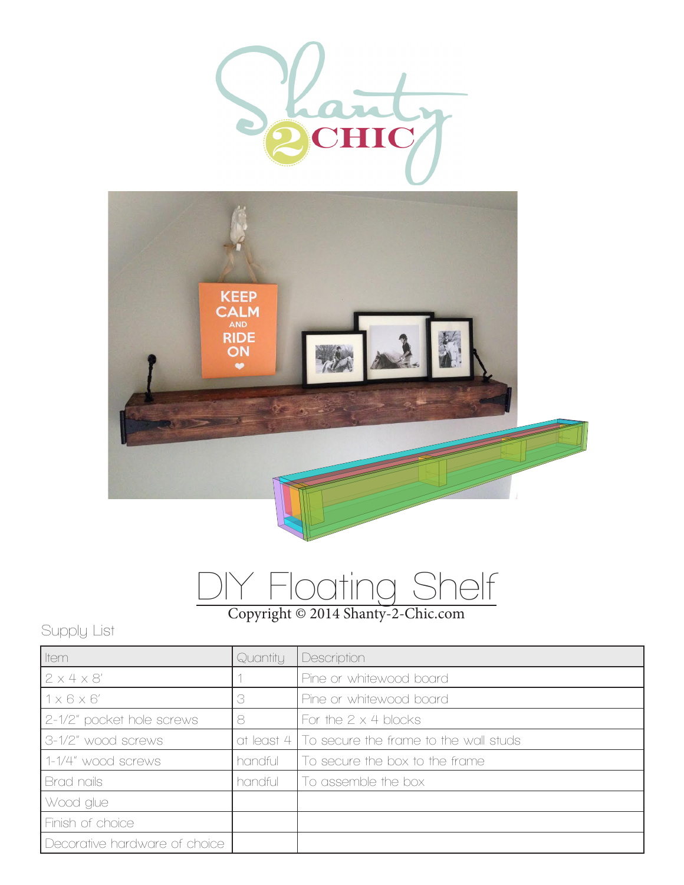# DIY Floating Shelf

Copyright © 2014 Shanty-2-Chic.com

## Supply List

| Item | Quantity | Description |
|---|---|---|
| 2 x 4 x 8' | 1 | Pine or whitewood board |
| 1 x 6 x 6' | 3 | Pine or whitewood board |
| 2-1/2" pocket hole screws | 8 | For the 2 x 4 blocks |
| 3-1/2" wood screws | at least 4 | To secure the frame to the wall studs |
| 1-1/4" wood screws | handful | To secure the box to the frame |
| Brad nails | handful | To assemble the box |
| Wood glue | | |
| Finish of choice | | |
| Decorative hardware of choice | | |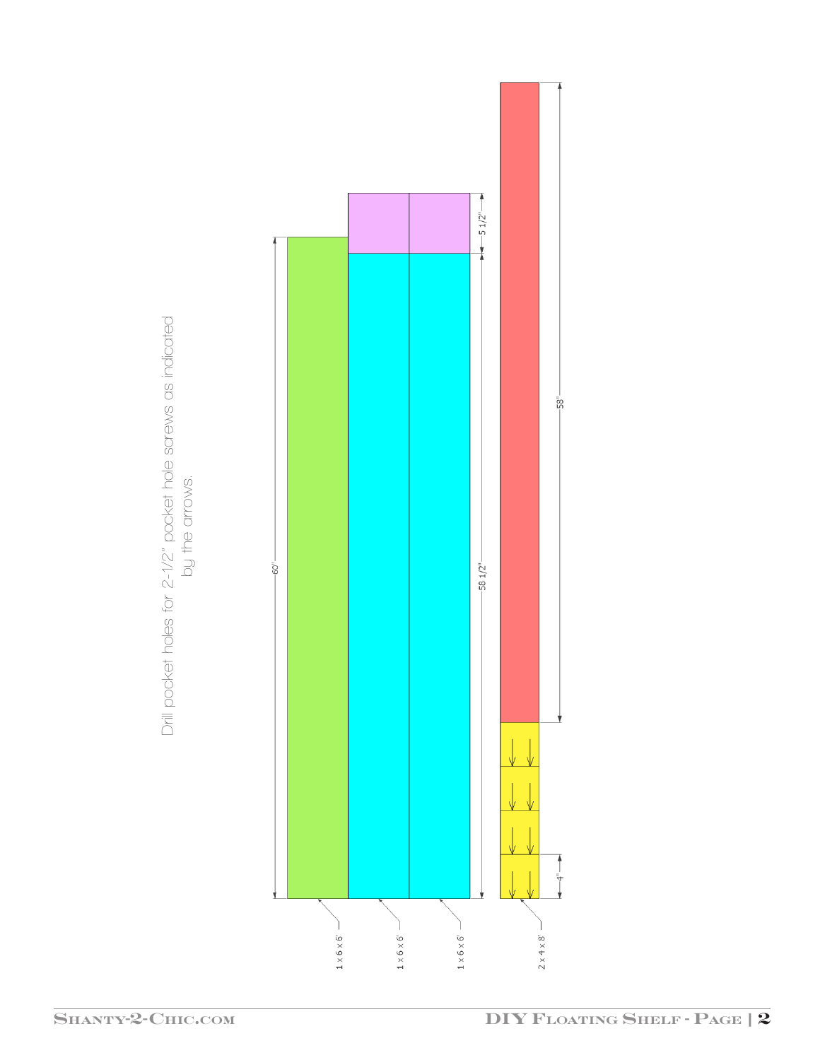Drill pocket holes for 2-1/2" pocket hole screws as indicated by the arrows.

60"

5 1/2"

58 1/2"

58"

4"

1 x 6 x 6'

1 x 6 x 6'

1 x 6 x 6'

2 x 4 x 8'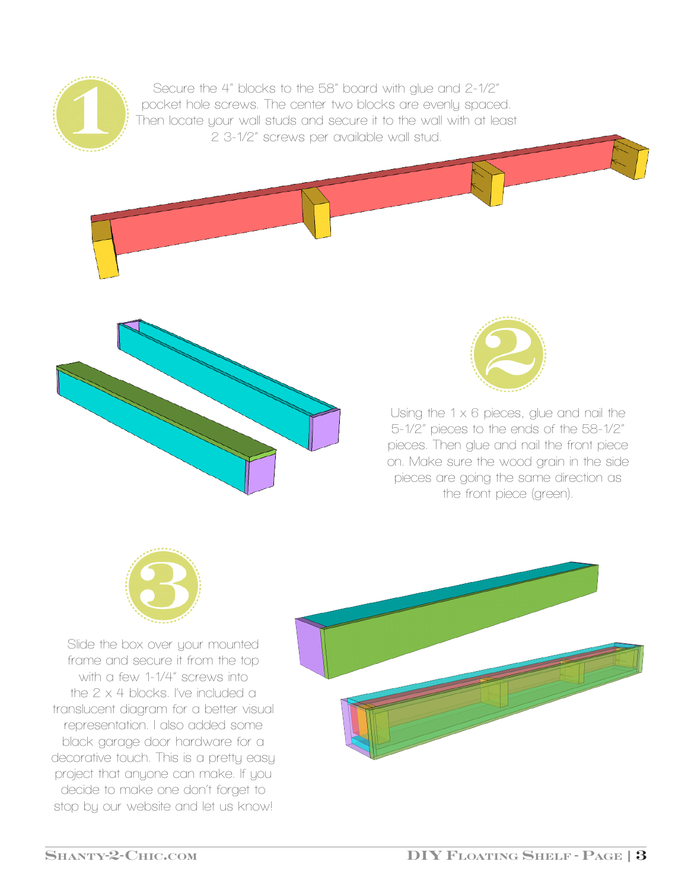## 1

Secure the 4" blocks to the 58" board with glue and 2-1/2" pocket hole screws. The center two blocks are evenly spaced. Then locate your wall studs and secure it to the wall with at least 2 3-1/2" screws per available wall stud.

## 2

Using the 1 x 6 pieces, glue and nail the 5-1/2" pieces to the ends of the 58-1/2" pieces. Then glue and nail the front piece on. Make sure the wood grain in the side pieces are going the same direction as the front piece (green).

## 3

Slide the box over your mounted frame and secure it from the top with a few 1-1/4" screws into the 2 x 4 blocks. I've included a translucent diagram for a better visual representation. I also added some black garage door hardware for a decorative touch. This is a pretty easy project that anyone can make. If you decide to make one don't forget to stop by our website and let us know!